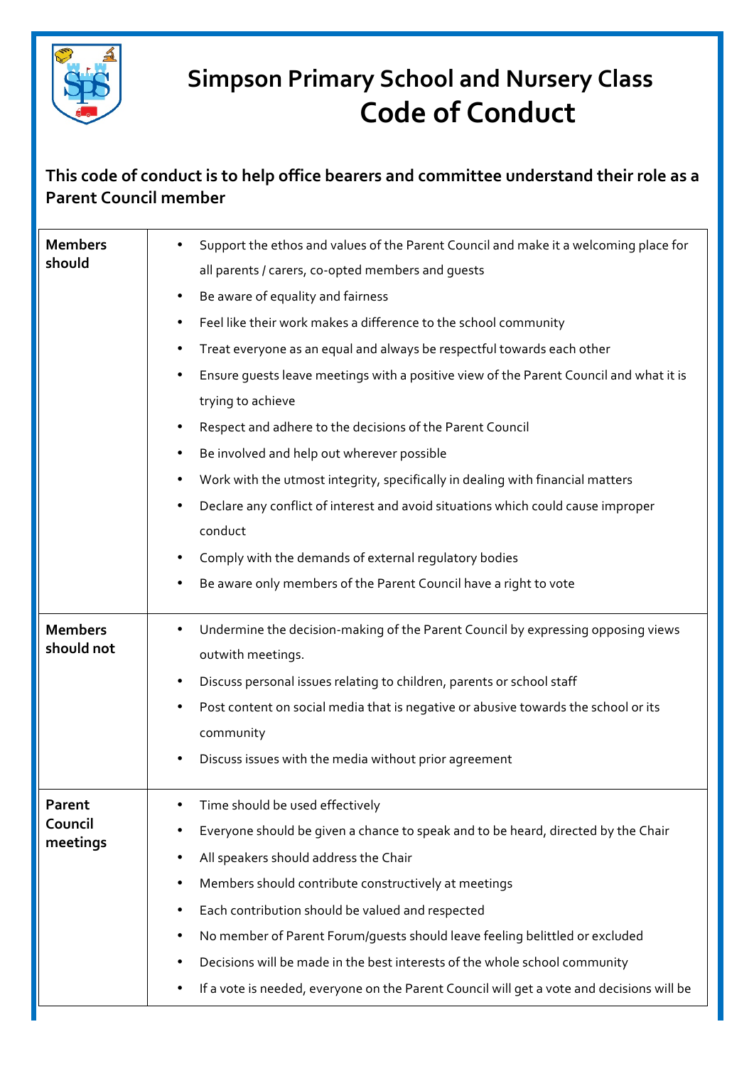# Simpson Primary School and Nursery Class

# Code of Conduct

**This code of conduct is to help office bearers and committee understand their role as a Parent Council member**

| | |
|---|---|
| **Members should** | • Support the ethos and values of the Parent Council and make it a welcoming place for all parents / carers, co-opted members and guests<br>• Be aware of equality and fairness<br>• Feel like their work makes a difference to the school community<br>• Treat everyone as an equal and always be respectful towards each other<br>• Ensure guests leave meetings with a positive view of the Parent Council and what it is trying to achieve<br>• Respect and adhere to the decisions of the Parent Council<br>• Be involved and help out wherever possible<br>• Work with the utmost integrity, specifically in dealing with financial matters<br>• Declare any conflict of interest and avoid situations which could cause improper conduct<br>• Comply with the demands of external regulatory bodies<br>• Be aware only members of the Parent Council have a right to vote |
| **Members should not** | • Undermine the decision-making of the Parent Council by expressing opposing views outwith meetings.<br>• Discuss personal issues relating to children, parents or school staff<br>• Post content on social media that is negative or abusive towards the school or its community<br>• Discuss issues with the media without prior agreement |
| **Parent Council meetings** | • Time should be used effectively<br>• Everyone should be given a chance to speak and to be heard, directed by the Chair<br>• All speakers should address the Chair<br>• Members should contribute constructively at meetings<br>• Each contribution should be valued and respected<br>• No member of Parent Forum/guests should leave feeling belittled or excluded<br>• Decisions will be made in the best interests of the whole school community<br>• If a vote is needed, everyone on the Parent Council will get a vote and decisions will be |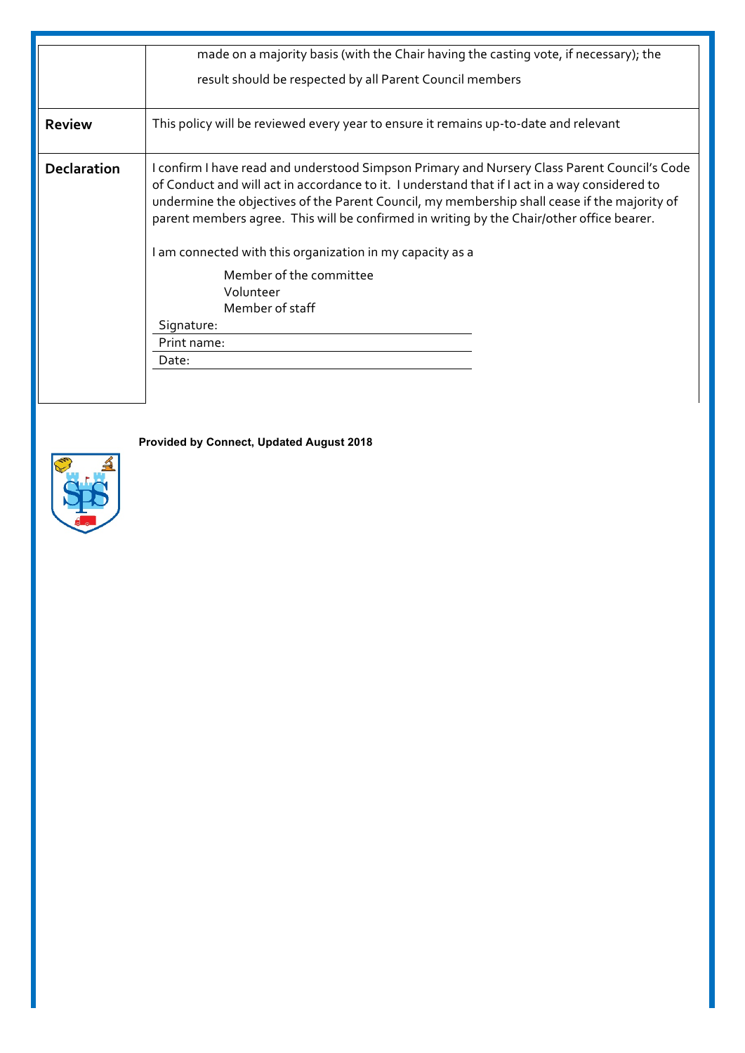| | |
|---|---|
| | made on a majority basis (with the Chair having the casting vote, if necessary); the result should be respected by all Parent Council members |
| **Review** | This policy will be reviewed every year to ensure it remains up-to-date and relevant |
| **Declaration** | I confirm I have read and understood Simpson Primary and Nursery Class Parent Council's Code of Conduct and will act in accordance to it. I understand that if I act in a way considered to undermine the objectives of the Parent Council, my membership shall cease if the majority of parent members agree. This will be confirmed in writing by the Chair/other office bearer.<br><br>I am connected with this organization in my capacity as a<br><br>Member of the committee<br>Volunteer<br>Member of staff<br><br>Signature:<br>Print name:<br>Date: |

**Provided by Connect, Updated August 2018**